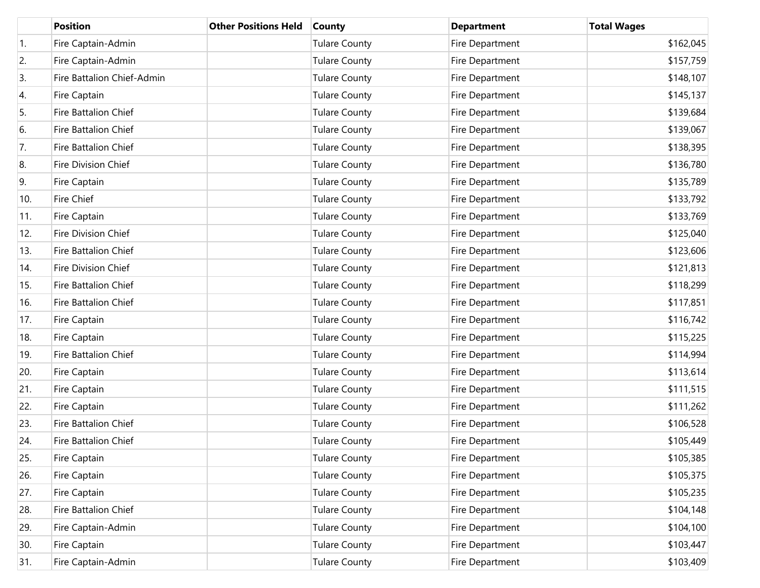| | Position | Other Positions Held | County | Department | Total Wages |
|---|---|---|---|---|---|
| 1. | Fire Captain-Admin | | Tulare County | Fire Department | $162,045 |
| 2. | Fire Captain-Admin | | Tulare County | Fire Department | $157,759 |
| 3. | Fire Battalion Chief-Admin | | Tulare County | Fire Department | $148,107 |
| 4. | Fire Captain | | Tulare County | Fire Department | $145,137 |
| 5. | Fire Battalion Chief | | Tulare County | Fire Department | $139,684 |
| 6. | Fire Battalion Chief | | Tulare County | Fire Department | $139,067 |
| 7. | Fire Battalion Chief | | Tulare County | Fire Department | $138,395 |
| 8. | Fire Division Chief | | Tulare County | Fire Department | $136,780 |
| 9. | Fire Captain | | Tulare County | Fire Department | $135,789 |
| 10. | Fire Chief | | Tulare County | Fire Department | $133,792 |
| 11. | Fire Captain | | Tulare County | Fire Department | $133,769 |
| 12. | Fire Division Chief | | Tulare County | Fire Department | $125,040 |
| 13. | Fire Battalion Chief | | Tulare County | Fire Department | $123,606 |
| 14. | Fire Division Chief | | Tulare County | Fire Department | $121,813 |
| 15. | Fire Battalion Chief | | Tulare County | Fire Department | $118,299 |
| 16. | Fire Battalion Chief | | Tulare County | Fire Department | $117,851 |
| 17. | Fire Captain | | Tulare County | Fire Department | $116,742 |
| 18. | Fire Captain | | Tulare County | Fire Department | $115,225 |
| 19. | Fire Battalion Chief | | Tulare County | Fire Department | $114,994 |
| 20. | Fire Captain | | Tulare County | Fire Department | $113,614 |
| 21. | Fire Captain | | Tulare County | Fire Department | $111,515 |
| 22. | Fire Captain | | Tulare County | Fire Department | $111,262 |
| 23. | Fire Battalion Chief | | Tulare County | Fire Department | $106,528 |
| 24. | Fire Battalion Chief | | Tulare County | Fire Department | $105,449 |
| 25. | Fire Captain | | Tulare County | Fire Department | $105,385 |
| 26. | Fire Captain | | Tulare County | Fire Department | $105,375 |
| 27. | Fire Captain | | Tulare County | Fire Department | $105,235 |
| 28. | Fire Battalion Chief | | Tulare County | Fire Department | $104,148 |
| 29. | Fire Captain-Admin | | Tulare County | Fire Department | $104,100 |
| 30. | Fire Captain | | Tulare County | Fire Department | $103,447 |
| 31. | Fire Captain-Admin | | Tulare County | Fire Department | $103,409 |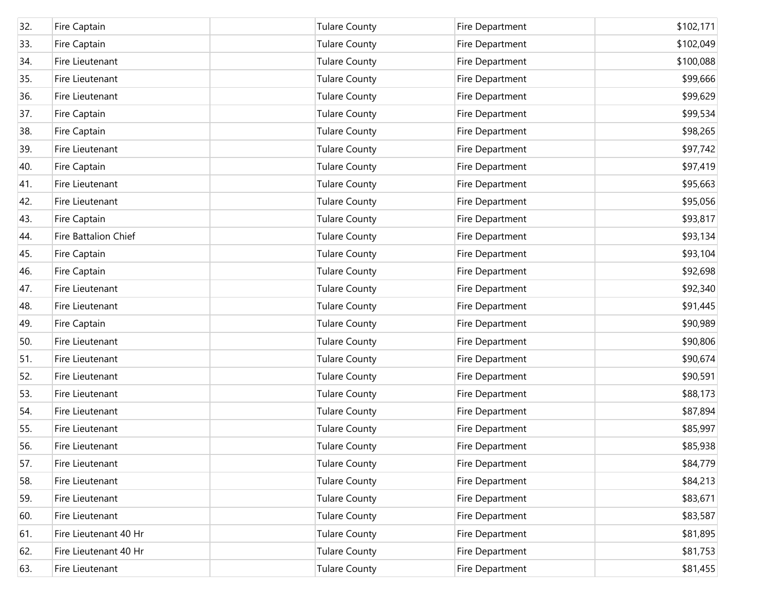| | | | | | |
|---|---|---|---|---|---|
| 32. | Fire Captain | | Tulare County | Fire Department | $102,171 |
| 33. | Fire Captain | | Tulare County | Fire Department | $102,049 |
| 34. | Fire Lieutenant | | Tulare County | Fire Department | $100,088 |
| 35. | Fire Lieutenant | | Tulare County | Fire Department | $99,666 |
| 36. | Fire Lieutenant | | Tulare County | Fire Department | $99,629 |
| 37. | Fire Captain | | Tulare County | Fire Department | $99,534 |
| 38. | Fire Captain | | Tulare County | Fire Department | $98,265 |
| 39. | Fire Lieutenant | | Tulare County | Fire Department | $97,742 |
| 40. | Fire Captain | | Tulare County | Fire Department | $97,419 |
| 41. | Fire Lieutenant | | Tulare County | Fire Department | $95,663 |
| 42. | Fire Lieutenant | | Tulare County | Fire Department | $95,056 |
| 43. | Fire Captain | | Tulare County | Fire Department | $93,817 |
| 44. | Fire Battalion Chief | | Tulare County | Fire Department | $93,134 |
| 45. | Fire Captain | | Tulare County | Fire Department | $93,104 |
| 46. | Fire Captain | | Tulare County | Fire Department | $92,698 |
| 47. | Fire Lieutenant | | Tulare County | Fire Department | $92,340 |
| 48. | Fire Lieutenant | | Tulare County | Fire Department | $91,445 |
| 49. | Fire Captain | | Tulare County | Fire Department | $90,989 |
| 50. | Fire Lieutenant | | Tulare County | Fire Department | $90,806 |
| 51. | Fire Lieutenant | | Tulare County | Fire Department | $90,674 |
| 52. | Fire Lieutenant | | Tulare County | Fire Department | $90,591 |
| 53. | Fire Lieutenant | | Tulare County | Fire Department | $88,173 |
| 54. | Fire Lieutenant | | Tulare County | Fire Department | $87,894 |
| 55. | Fire Lieutenant | | Tulare County | Fire Department | $85,997 |
| 56. | Fire Lieutenant | | Tulare County | Fire Department | $85,938 |
| 57. | Fire Lieutenant | | Tulare County | Fire Department | $84,779 |
| 58. | Fire Lieutenant | | Tulare County | Fire Department | $84,213 |
| 59. | Fire Lieutenant | | Tulare County | Fire Department | $83,671 |
| 60. | Fire Lieutenant | | Tulare County | Fire Department | $83,587 |
| 61. | Fire Lieutenant 40 Hr | | Tulare County | Fire Department | $81,895 |
| 62. | Fire Lieutenant 40 Hr | | Tulare County | Fire Department | $81,753 |
| 63. | Fire Lieutenant | | Tulare County | Fire Department | $81,455 |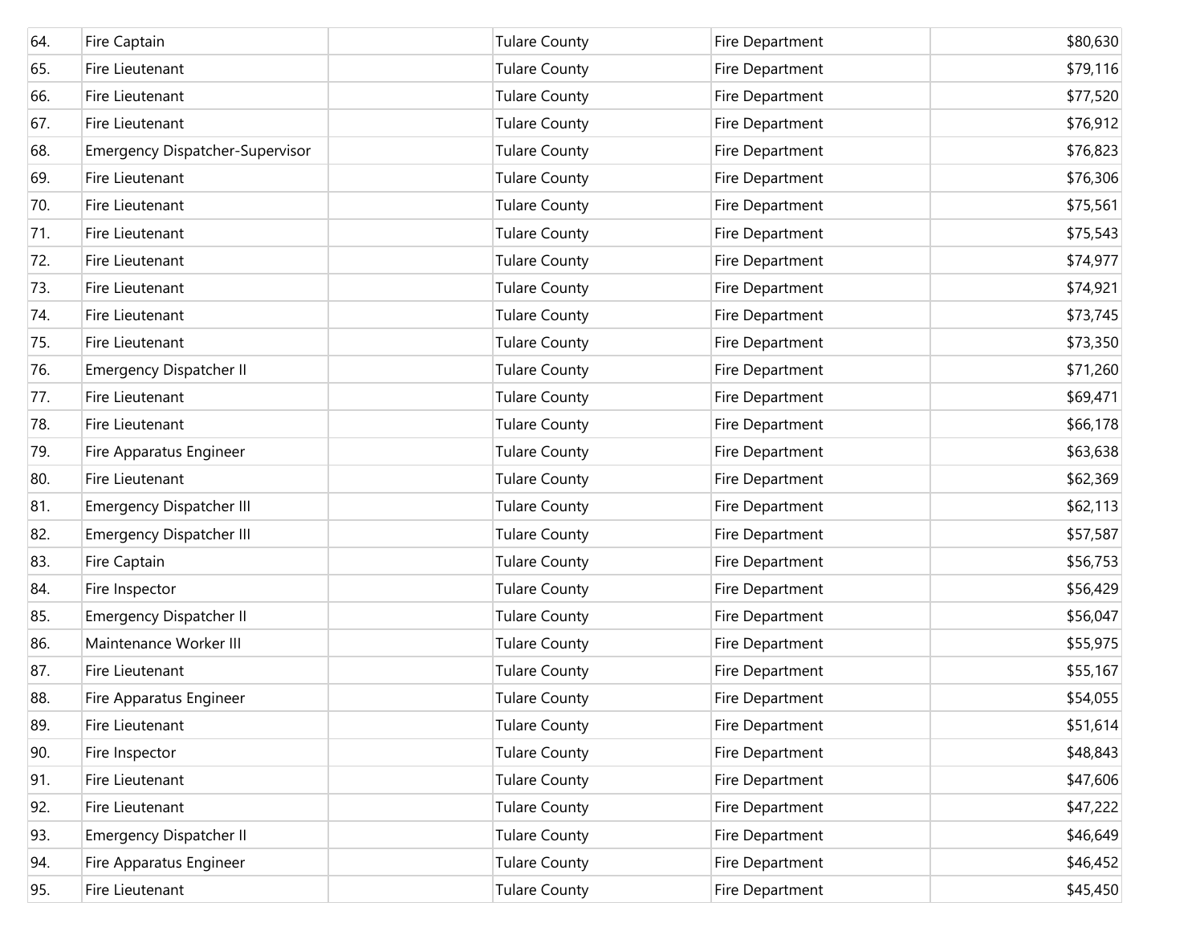| | | | | | |
|---|---|---|---|---|---|
| 64. | Fire Captain | | Tulare County | Fire Department | $80,630 |
| 65. | Fire Lieutenant | | Tulare County | Fire Department | $79,116 |
| 66. | Fire Lieutenant | | Tulare County | Fire Department | $77,520 |
| 67. | Fire Lieutenant | | Tulare County | Fire Department | $76,912 |
| 68. | Emergency Dispatcher-Supervisor | | Tulare County | Fire Department | $76,823 |
| 69. | Fire Lieutenant | | Tulare County | Fire Department | $76,306 |
| 70. | Fire Lieutenant | | Tulare County | Fire Department | $75,561 |
| 71. | Fire Lieutenant | | Tulare County | Fire Department | $75,543 |
| 72. | Fire Lieutenant | | Tulare County | Fire Department | $74,977 |
| 73. | Fire Lieutenant | | Tulare County | Fire Department | $74,921 |
| 74. | Fire Lieutenant | | Tulare County | Fire Department | $73,745 |
| 75. | Fire Lieutenant | | Tulare County | Fire Department | $73,350 |
| 76. | Emergency Dispatcher II | | Tulare County | Fire Department | $71,260 |
| 77. | Fire Lieutenant | | Tulare County | Fire Department | $69,471 |
| 78. | Fire Lieutenant | | Tulare County | Fire Department | $66,178 |
| 79. | Fire Apparatus Engineer | | Tulare County | Fire Department | $63,638 |
| 80. | Fire Lieutenant | | Tulare County | Fire Department | $62,369 |
| 81. | Emergency Dispatcher III | | Tulare County | Fire Department | $62,113 |
| 82. | Emergency Dispatcher III | | Tulare County | Fire Department | $57,587 |
| 83. | Fire Captain | | Tulare County | Fire Department | $56,753 |
| 84. | Fire Inspector | | Tulare County | Fire Department | $56,429 |
| 85. | Emergency Dispatcher II | | Tulare County | Fire Department | $56,047 |
| 86. | Maintenance Worker III | | Tulare County | Fire Department | $55,975 |
| 87. | Fire Lieutenant | | Tulare County | Fire Department | $55,167 |
| 88. | Fire Apparatus Engineer | | Tulare County | Fire Department | $54,055 |
| 89. | Fire Lieutenant | | Tulare County | Fire Department | $51,614 |
| 90. | Fire Inspector | | Tulare County | Fire Department | $48,843 |
| 91. | Fire Lieutenant | | Tulare County | Fire Department | $47,606 |
| 92. | Fire Lieutenant | | Tulare County | Fire Department | $47,222 |
| 93. | Emergency Dispatcher II | | Tulare County | Fire Department | $46,649 |
| 94. | Fire Apparatus Engineer | | Tulare County | Fire Department | $46,452 |
| 95. | Fire Lieutenant | | Tulare County | Fire Department | $45,450 |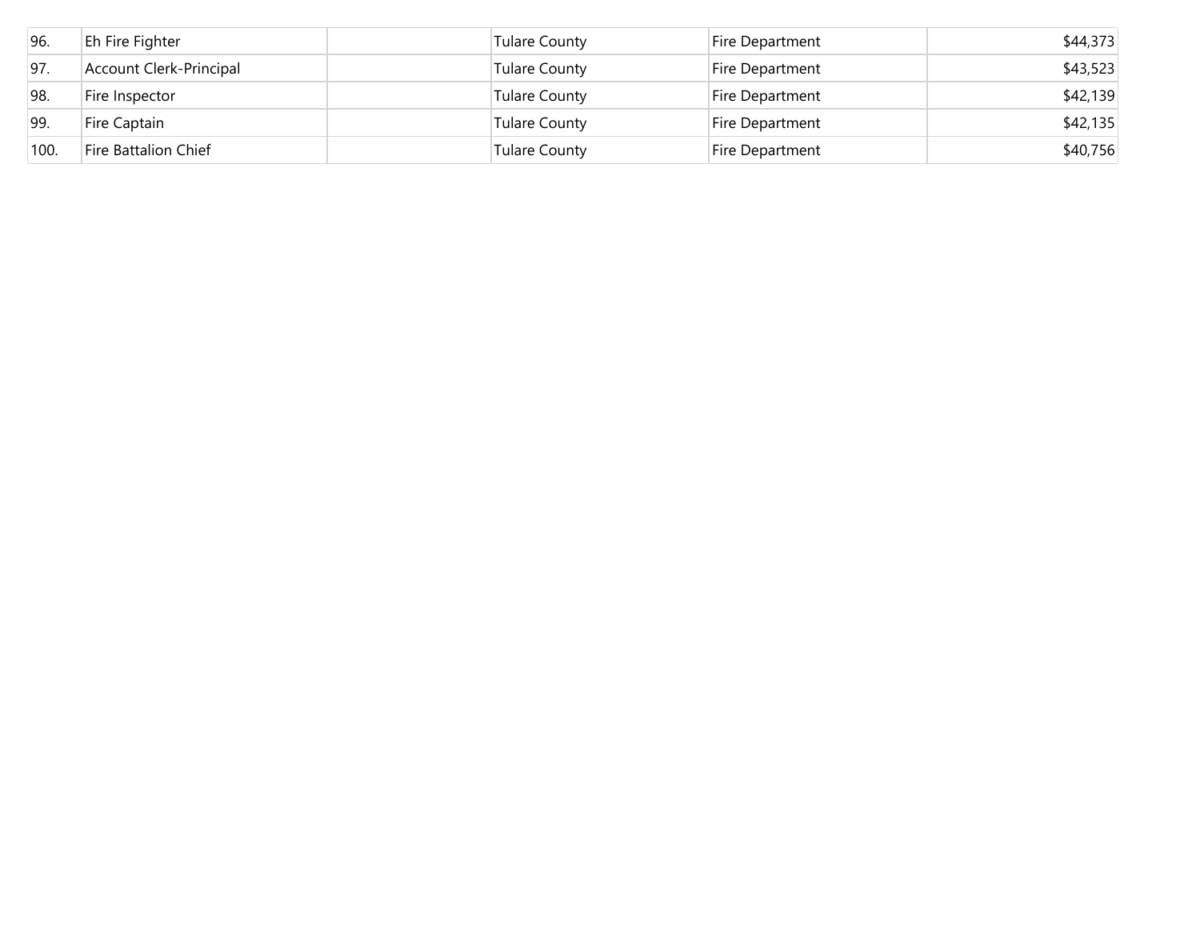| | | | | | |
|---|---|---|---|---|---|
| 96. | Eh Fire Fighter | | Tulare County | Fire Department | $44,373 |
| 97. | Account Clerk-Principal | | Tulare County | Fire Department | $43,523 |
| 98. | Fire Inspector | | Tulare County | Fire Department | $42,139 |
| 99. | Fire Captain | | Tulare County | Fire Department | $42,135 |
| 100. | Fire Battalion Chief | | Tulare County | Fire Department | $40,756 |